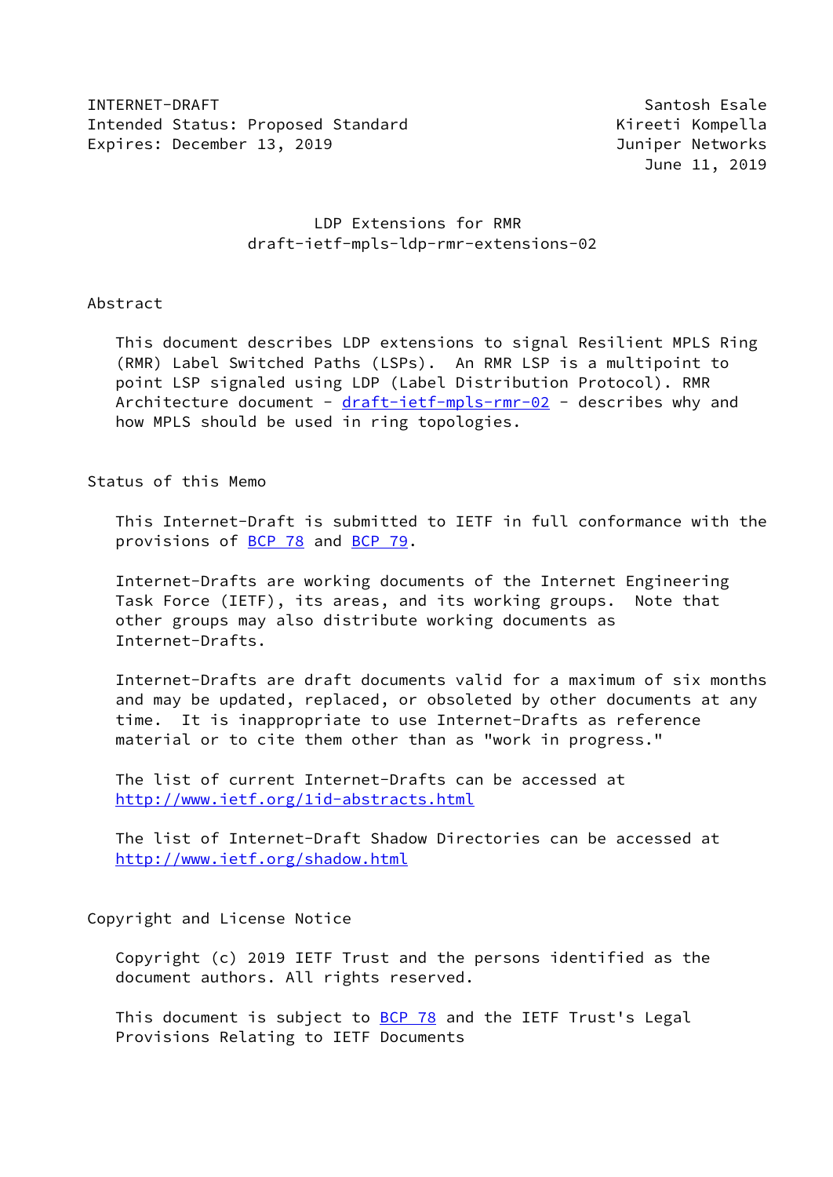INTERNET-DRAFT Santosh Esale
Intended Status: Proposed Standard Kireeti Kompella
Expires: December 13, 2019 Juniper Networks
June 11, 2019

# LDP Extensions for RMR
## draft-ietf-mpls-ldp-rmr-extensions-02

## Abstract

This document describes LDP extensions to signal Resilient MPLS Ring (RMR) Label Switched Paths (LSPs). An RMR LSP is a multipoint to point LSP signaled using LDP (Label Distribution Protocol). RMR Architecture document - draft-ietf-mpls-rmr-02 - describes why and how MPLS should be used in ring topologies.

## Status of this Memo

This Internet-Draft is submitted to IETF in full conformance with the provisions of BCP 78 and BCP 79.

Internet-Drafts are working documents of the Internet Engineering Task Force (IETF), its areas, and its working groups. Note that other groups may also distribute working documents as Internet-Drafts.

Internet-Drafts are draft documents valid for a maximum of six months and may be updated, replaced, or obsoleted by other documents at any time. It is inappropriate to use Internet-Drafts as reference material or to cite them other than as "work in progress."

The list of current Internet-Drafts can be accessed at http://www.ietf.org/1id-abstracts.html

The list of Internet-Draft Shadow Directories can be accessed at http://www.ietf.org/shadow.html

## Copyright and License Notice

Copyright (c) 2019 IETF Trust and the persons identified as the document authors. All rights reserved.

This document is subject to BCP 78 and the IETF Trust's Legal Provisions Relating to IETF Documents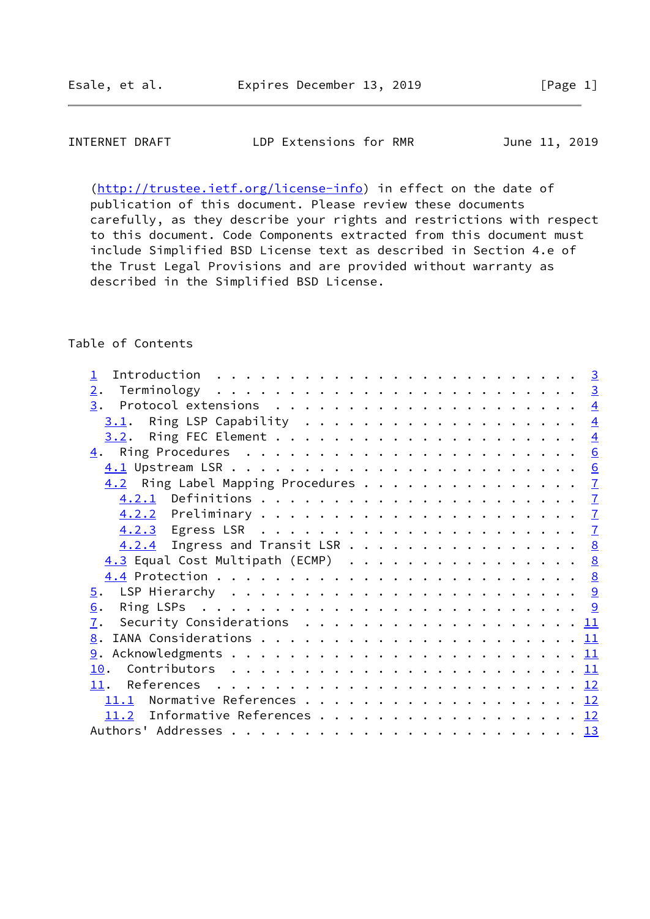(http://trustee.ietf.org/license-info) in effect on the date of publication of this document. Please review these documents carefully, as they describe your rights and restrictions with respect to this document. Code Components extracted from this document must include Simplified BSD License text as described in Section 4.e of the Trust Legal Provisions and are provided without warranty as described in the Simplified BSD License.

## Table of Contents

```
   1  Introduction . . . . . . . . . . . . . . . . . . . . . . . . . 3
   2.  Terminology  . . . . . . . . . . . . . . . . . . . . . . . . . 3
   3.  Protocol extensions  . . . . . . . . . . . . . . . . . . . . . 4
     3.1.  Ring LSP Capability  . . . . . . . . . . . . . . . . . . . 4
     3.2.  Ring FEC Element . . . . . . . . . . . . . . . . . . . . . 4
   4.  Ring Procedures  . . . . . . . . . . . . . . . . . . . . . . . 6
     4.1 Upstream LSR . . . . . . . . . . . . . . . . . . . . . . . . 6
     4.2  Ring Label Mapping Procedures . . . . . . . . . . . . . . . 7
       4.2.1  Definitions . . . . . . . . . . . . . . . . . . . . . . 7
       4.2.2  Preliminary . . . . . . . . . . . . . . . . . . . . . . 7
       4.2.3  Egress LSR  . . . . . . . . . . . . . . . . . . . . . . 7
       4.2.4  Ingress and Transit LSR . . . . . . . . . . . . . . . . 8
     4.3 Equal Cost Multipath (ECMP)  . . . . . . . . . . . . . . . . 8
     4.4 Protection . . . . . . . . . . . . . . . . . . . . . . . . . 8
   5.  LSP Hierarchy  . . . . . . . . . . . . . . . . . . . . . . . . 9
   6.  Ring LSPs  . . . . . . . . . . . . . . . . . . . . . . . . . . 9
   7.  Security Considerations  . . . . . . . . . . . . . . . . . . . 11
   8. IANA Considerations . . . . . . . . . . . . . . . . . . . . . . 11
   9. Acknowledgments . . . . . . . . . . . . . . . . . . . . . . . . 11
   10.  Contributors  . . . . . . . . . . . . . . . . . . . . . . . . 11
   11.  References  . . . . . . . . . . . . . . . . . . . . . . . . . 12
     11.1  Normative References . . . . . . . . . . . . . . . . . . . 12
     11.2  Informative References . . . . . . . . . . . . . . . . . . 12
   Authors' Addresses . . . . . . . . . . . . . . . . . . . . . . . . 13
```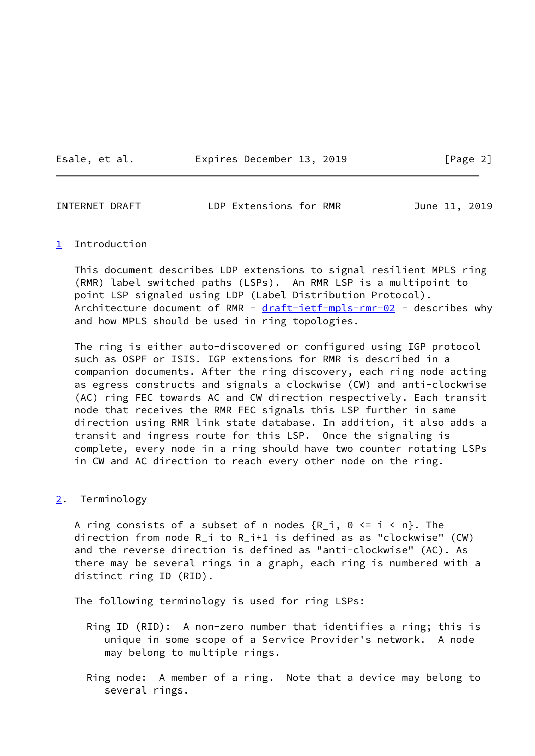## 1 Introduction

This document describes LDP extensions to signal resilient MPLS ring (RMR) label switched paths (LSPs). An RMR LSP is a multipoint to point LSP signaled using LDP (Label Distribution Protocol). Architecture document of RMR - draft-ietf-mpls-rmr-02 - describes why and how MPLS should be used in ring topologies.

The ring is either auto-discovered or configured using IGP protocol such as OSPF or ISIS. IGP extensions for RMR is described in a companion documents. After the ring discovery, each ring node acting as egress constructs and signals a clockwise (CW) and anti-clockwise (AC) ring FEC towards AC and CW direction respectively. Each transit node that receives the RMR FEC signals this LSP further in same direction using RMR link state database. In addition, it also adds a transit and ingress route for this LSP. Once the signaling is complete, every node in a ring should have two counter rotating LSPs in CW and AC direction to reach every other node on the ring.

## 2. Terminology

A ring consists of a subset of n nodes $\{R_i, 0 \le i < n\}$. The direction from node $R_i$ to $R_{i+1}$ is defined as as "clockwise" (CW) and the reverse direction is defined as "anti-clockwise" (AC). As there may be several rings in a graph, each ring is numbered with a distinct ring ID (RID).

The following terminology is used for ring LSPs:

Ring ID (RID): A non-zero number that identifies a ring; this is unique in some scope of a Service Provider's network. A node may belong to multiple rings.

Ring node: A member of a ring. Note that a device may belong to several rings.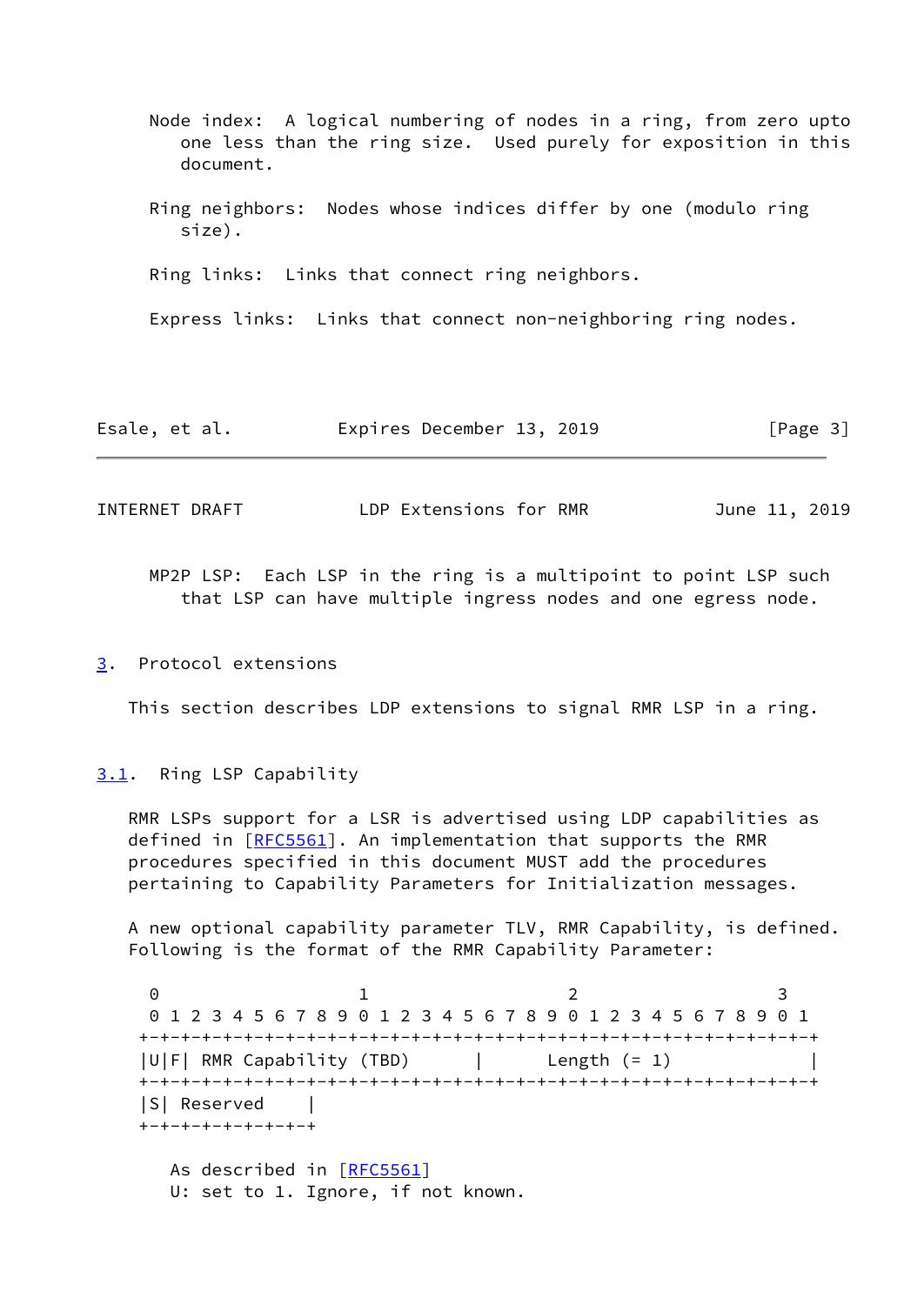Node index: A logical numbering of nodes in a ring, from zero upto one less than the ring size. Used purely for exposition in this document.

Ring neighbors: Nodes whose indices differ by one (modulo ring size).

Ring links: Links that connect ring neighbors.

Express links: Links that connect non-neighboring ring nodes.

MP2P LSP: Each LSP in the ring is a multipoint to point LSP such that LSP can have multiple ingress nodes and one egress node.

## 3. Protocol extensions

This section describes LDP extensions to signal RMR LSP in a ring.

### 3.1. Ring LSP Capability

RMR LSPs support for a LSR is advertised using LDP capabilities as defined in [RFC5561]. An implementation that supports the RMR procedures specified in this document MUST add the procedures pertaining to Capability Parameters for Initialization messages.

A new optional capability parameter TLV, RMR Capability, is defined. Following is the format of the RMR Capability Parameter:

```
 0                   1                   2                   3
 0 1 2 3 4 5 6 7 8 9 0 1 2 3 4 5 6 7 8 9 0 1 2 3 4 5 6 7 8 9 0 1
+-+-+-+-+-+-+-+-+-+-+-+-+-+-+-+-+-+-+-+-+-+-+-+-+-+-+-+-+-+-+-+-+
|U|F| RMR Capability (TBD)      |       Length (= 1)            |
+-+-+-+-+-+-+-+-+-+-+-+-+-+-+-+-+-+-+-+-+-+-+-+-+-+-+-+-+-+-+-+-+
|S| Reserved    |
+-+-+-+-+-+-+-+-+
```

As described in [RFC5561]
U: set to 1. Ignore, if not known.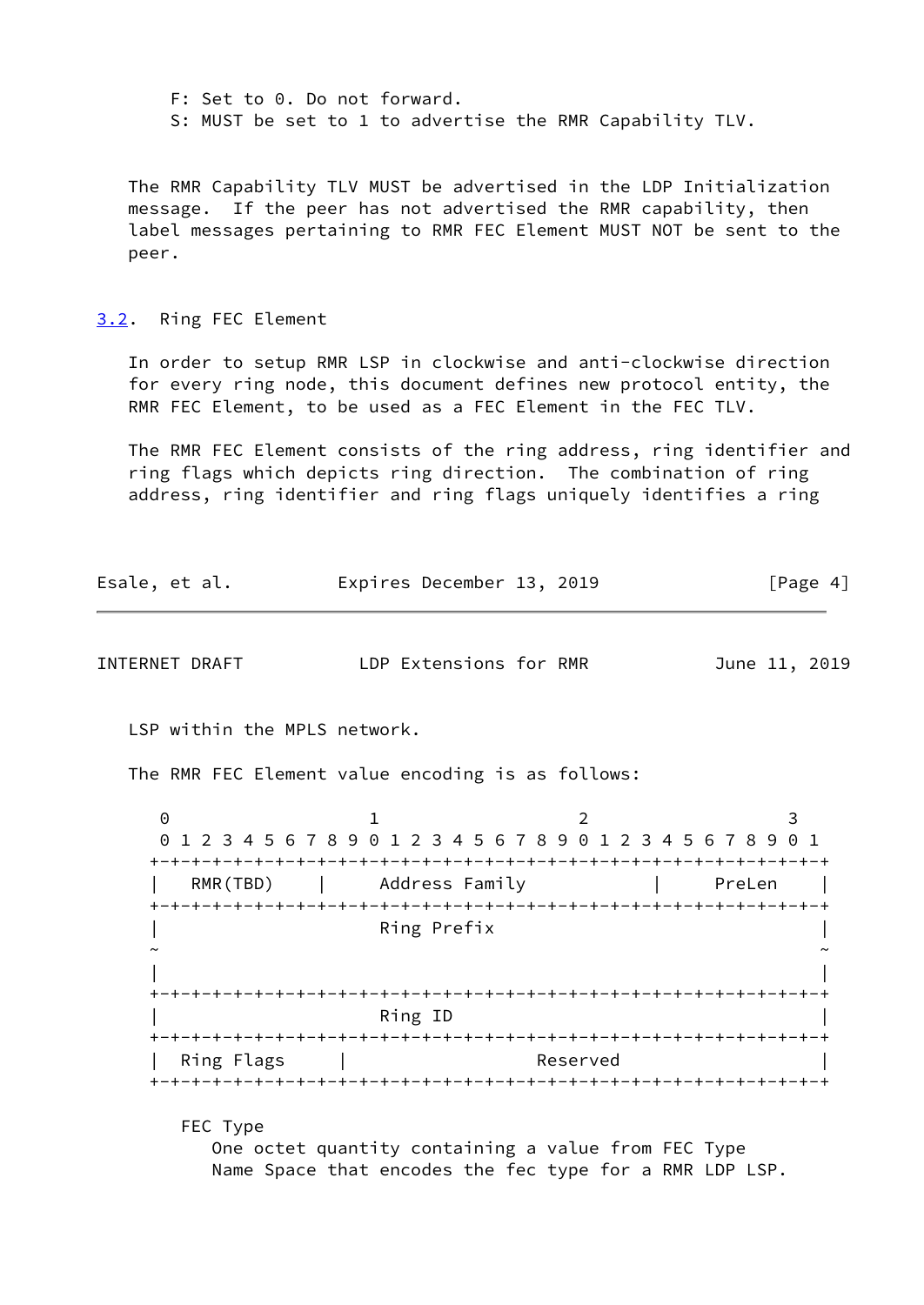F: Set to 0. Do not forward.
S: MUST be set to 1 to advertise the RMR Capability TLV.

The RMR Capability TLV MUST be advertised in the LDP Initialization message. If the peer has not advertised the RMR capability, then label messages pertaining to RMR FEC Element MUST NOT be sent to the peer.

### 3.2. Ring FEC Element

In order to setup RMR LSP in clockwise and anti-clockwise direction for every ring node, this document defines new protocol entity, the RMR FEC Element, to be used as a FEC Element in the FEC TLV.

The RMR FEC Element consists of the ring address, ring identifier and ring flags which depicts ring direction. The combination of ring address, ring identifier and ring flags uniquely identifies a ring LSP within the MPLS network.

The RMR FEC Element value encoding is as follows:

```
 0                   1                   2                   3
 0 1 2 3 4 5 6 7 8 9 0 1 2 3 4 5 6 7 8 9 0 1 2 3 4 5 6 7 8 9 0 1
+-+-+-+-+-+-+-+-+-+-+-+-+-+-+-+-+-+-+-+-+-+-+-+-+-+-+-+-+-+-+-+-+
|  RMR(TBD)     |      Address Family           |     PreLen    |
+-+-+-+-+-+-+-+-+-+-+-+-+-+-+-+-+-+-+-+-+-+-+-+-+-+-+-+-+-+-+-+-+
|                      Ring Prefix                              |
~                                                               ~
|                                                               |
+-+-+-+-+-+-+-+-+-+-+-+-+-+-+-+-+-+-+-+-+-+-+-+-+-+-+-+-+-+-+-+-+
|                      Ring ID                                  |
+-+-+-+-+-+-+-+-+-+-+-+-+-+-+-+-+-+-+-+-+-+-+-+-+-+-+-+-+-+-+-+-+
| Ring Flags    |                 Reserved                      |
+-+-+-+-+-+-+-+-+-+-+-+-+-+-+-+-+-+-+-+-+-+-+-+-+-+-+-+-+-+-+-+-+
```

FEC Type
One octet quantity containing a value from FEC Type Name Space that encodes the fec type for a RMR LDP LSP.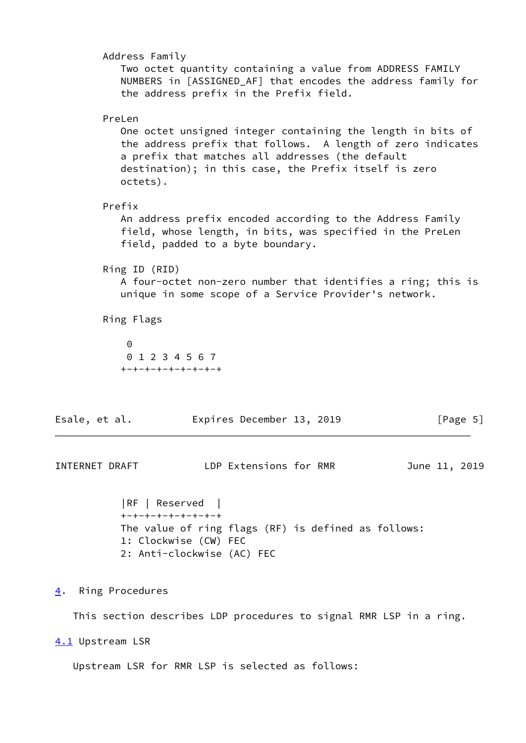Address Family
   Two octet quantity containing a value from ADDRESS FAMILY NUMBERS in [ASSIGNED_AF] that encodes the address family for the address prefix in the Prefix field.

PreLen
   One octet unsigned integer containing the length in bits of the address prefix that follows. A length of zero indicates a prefix that matches all addresses (the default destination); in this case, the Prefix itself is zero octets).

Prefix
   An address prefix encoded according to the Address Family field, whose length, in bits, was specified in the PreLen field, padded to a byte boundary.

Ring ID (RID)
   A four-octet non-zero number that identifies a ring; this is unique in some scope of a Service Provider's network.

Ring Flags

```
 0
 0 1 2 3 4 5 6 7
+-+-+-+-+-+-+-+-+
|RF | Reserved  |
+-+-+-+-+-+-+-+-+
```

The value of ring flags (RF) is defined as follows:
1: Clockwise (CW) FEC
2: Anti-clockwise (AC) FEC

## 4. Ring Procedures

This section describes LDP procedures to signal RMR LSP in a ring.

### 4.1 Upstream LSR

Upstream LSR for RMR LSP is selected as follows: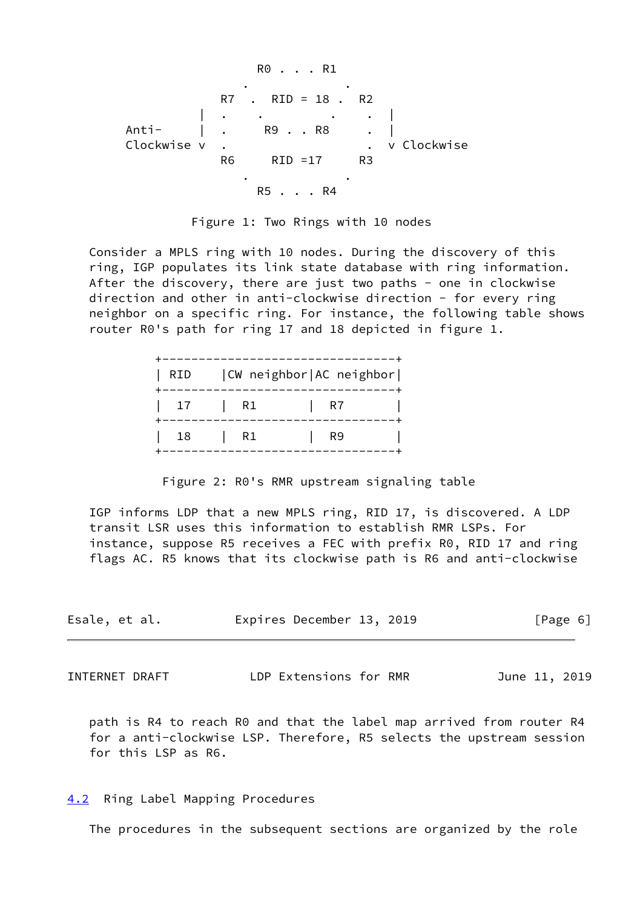```
                     R0 . . . R1
                   .             .
                R7   .  RID = 18 .   R2
              |  .     .        .    .  |
   Anti-      |  .      R9 . . R8    .  |
   Clockwise v   .                   .  v Clockwise
                R6      RID =17      R3
                   .             .
                     R5 . . . R4
```

Figure 1: Two Rings with 10 nodes

Consider a MPLS ring with 10 nodes. During the discovery of this ring, IGP populates its link state database with ring information. After the discovery, there are just two paths - one in clockwise direction and other in anti-clockwise direction - for every ring neighbor on a specific ring. For instance, the following table shows router R0's path for ring 17 and 18 depicted in figure 1.

| RID | CW neighbor | AC neighbor |
|---|---|---|
| 17 | R1 | R7 |
| 18 | R1 | R9 |

Figure 2: R0's RMR upstream signaling table

IGP informs LDP that a new MPLS ring, RID 17, is discovered. A LDP transit LSR uses this information to establish RMR LSPs. For instance, suppose R5 receives a FEC with prefix R0, RID 17 and ring flags AC. R5 knows that its clockwise path is R6 and anti-clockwise path is R4 to reach R0 and that the label map arrived from router R4 for a anti-clockwise LSP. Therefore, R5 selects the upstream session for this LSP as R6.

## 4.2 Ring Label Mapping Procedures

The procedures in the subsequent sections are organized by the role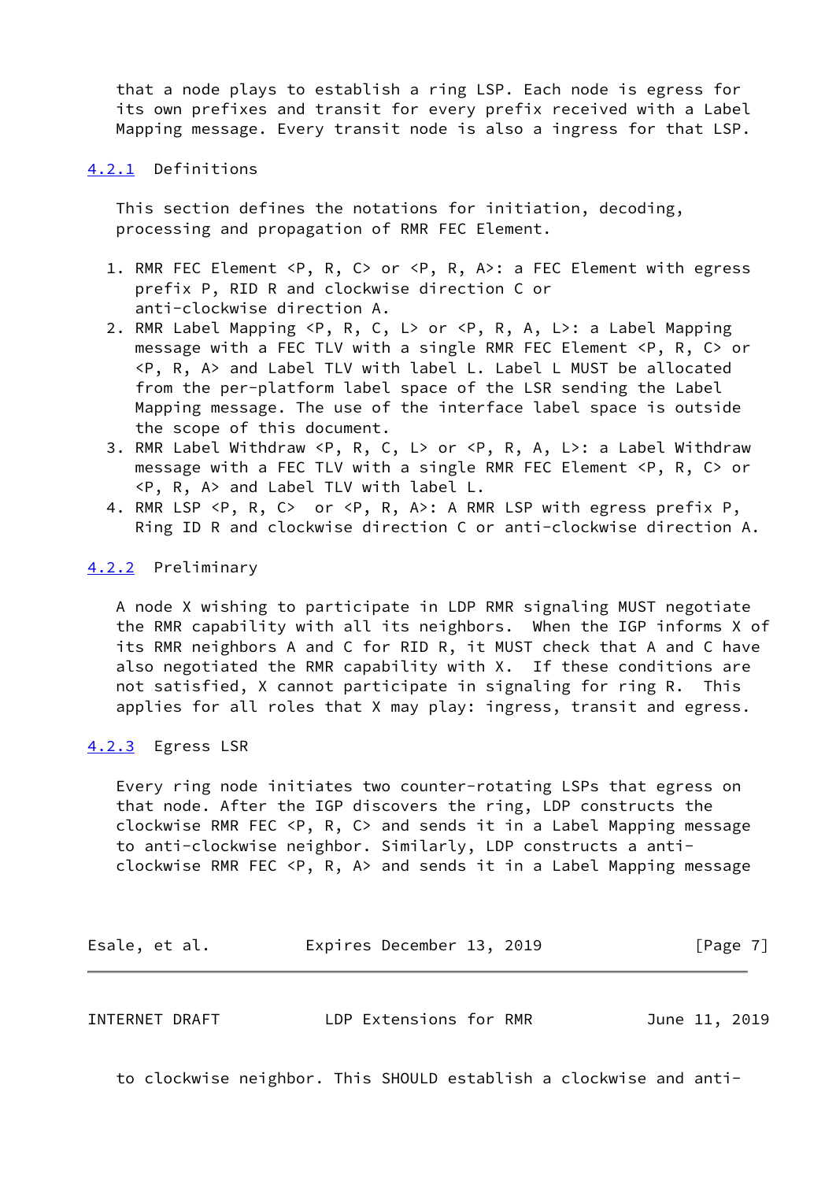that a node plays to establish a ring LSP. Each node is egress for its own prefixes and transit for every prefix received with a Label Mapping message. Every transit node is also a ingress for that LSP.

### 4.2.1 Definitions

This section defines the notations for initiation, decoding, processing and propagation of RMR FEC Element.

1. RMR FEC Element <P, R, C> or <P, R, A>: a FEC Element with egress prefix P, RID R and clockwise direction C or anti-clockwise direction A.
2. RMR Label Mapping <P, R, C, L> or <P, R, A, L>: a Label Mapping message with a FEC TLV with a single RMR FEC Element <P, R, C> or <P, R, A> and Label TLV with label L. Label L MUST be allocated from the per-platform label space of the LSR sending the Label Mapping message. The use of the interface label space is outside the scope of this document.
3. RMR Label Withdraw <P, R, C, L> or <P, R, A, L>: a Label Withdraw message with a FEC TLV with a single RMR FEC Element <P, R, C> or <P, R, A> and Label TLV with label L.
4. RMR LSP <P, R, C> or <P, R, A>: A RMR LSP with egress prefix P, Ring ID R and clockwise direction C or anti-clockwise direction A.

### 4.2.2 Preliminary

A node X wishing to participate in LDP RMR signaling MUST negotiate the RMR capability with all its neighbors. When the IGP informs X of its RMR neighbors A and C for RID R, it MUST check that A and C have also negotiated the RMR capability with X. If these conditions are not satisfied, X cannot participate in signaling for ring R. This applies for all roles that X may play: ingress, transit and egress.

### 4.2.3 Egress LSR

Every ring node initiates two counter-rotating LSPs that egress on that node. After the IGP discovers the ring, LDP constructs the clockwise RMR FEC <P, R, C> and sends it in a Label Mapping message to anti-clockwise neighbor. Similarly, LDP constructs a anti-clockwise RMR FEC <P, R, A> and sends it in a Label Mapping message to clockwise neighbor. This SHOULD establish a clockwise and anti-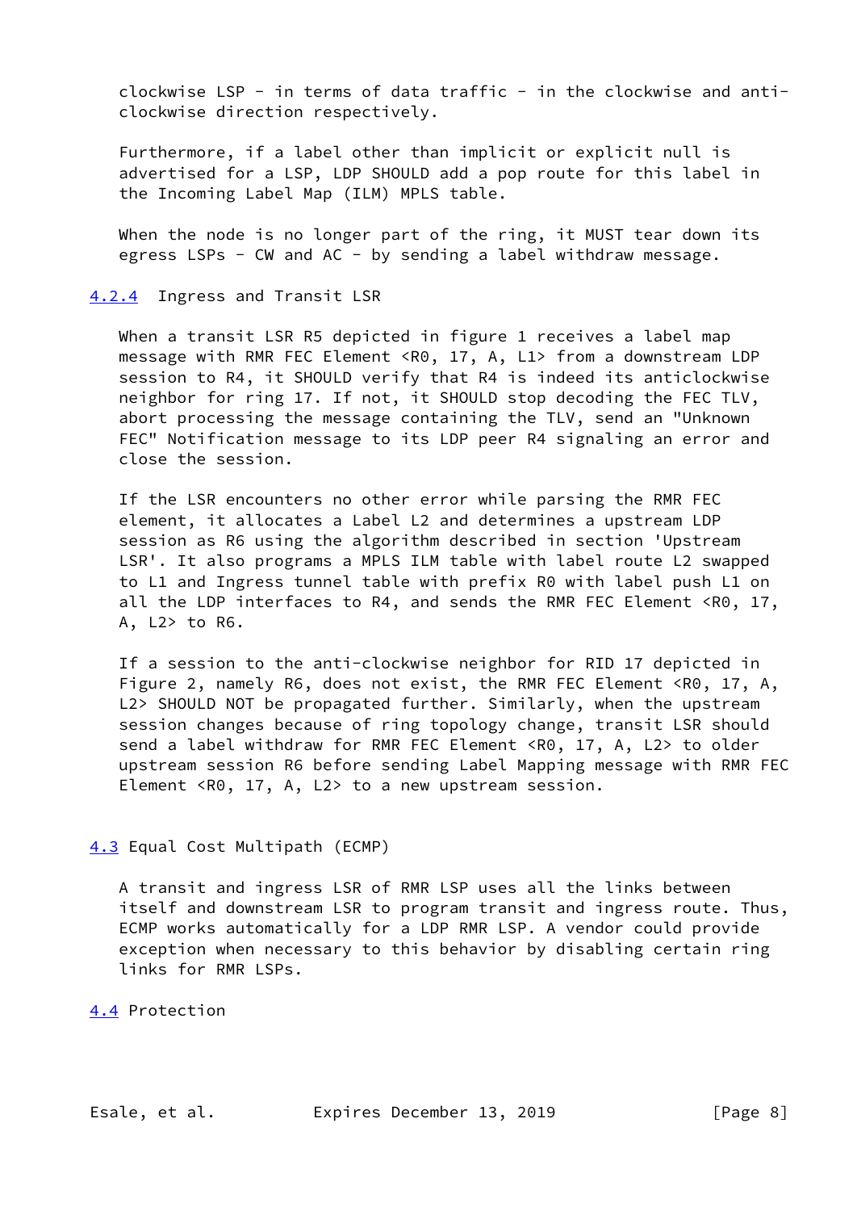clockwise LSP - in terms of data traffic - in the clockwise and anti-clockwise direction respectively.

Furthermore, if a label other than implicit or explicit null is advertised for a LSP, LDP SHOULD add a pop route for this label in the Incoming Label Map (ILM) MPLS table.

When the node is no longer part of the ring, it MUST tear down its egress LSPs - CW and AC - by sending a label withdraw message.

### 4.2.4 Ingress and Transit LSR

When a transit LSR R5 depicted in figure 1 receives a label map message with RMR FEC Element <R0, 17, A, L1> from a downstream LDP session to R4, it SHOULD verify that R4 is indeed its anticlockwise neighbor for ring 17. If not, it SHOULD stop decoding the FEC TLV, abort processing the message containing the TLV, send an "Unknown FEC" Notification message to its LDP peer R4 signaling an error and close the session.

If the LSR encounters no other error while parsing the RMR FEC element, it allocates a Label L2 and determines a upstream LDP session as R6 using the algorithm described in section 'Upstream LSR'. It also programs a MPLS ILM table with label route L2 swapped to L1 and Ingress tunnel table with prefix R0 with label push L1 on all the LDP interfaces to R4, and sends the RMR FEC Element <R0, 17, A, L2> to R6.

If a session to the anti-clockwise neighbor for RID 17 depicted in Figure 2, namely R6, does not exist, the RMR FEC Element <R0, 17, A, L2> SHOULD NOT be propagated further. Similarly, when the upstream session changes because of ring topology change, transit LSR should send a label withdraw for RMR FEC Element <R0, 17, A, L2> to older upstream session R6 before sending Label Mapping message with RMR FEC Element <R0, 17, A, L2> to a new upstream session.

## 4.3 Equal Cost Multipath (ECMP)

A transit and ingress LSR of RMR LSP uses all the links between itself and downstream LSR to program transit and ingress route. Thus, ECMP works automatically for a LDP RMR LSP. A vendor could provide exception when necessary to this behavior by disabling certain ring links for RMR LSPs.

## 4.4 Protection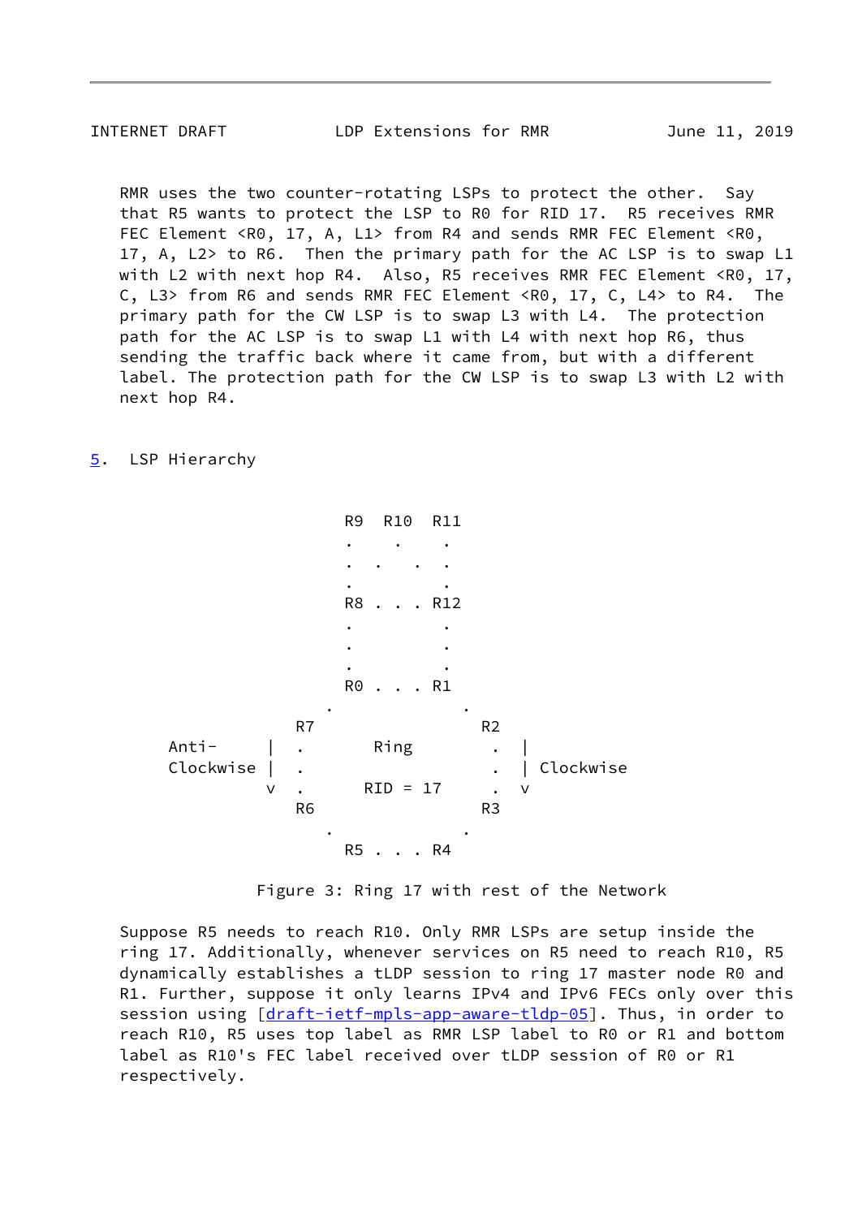RMR uses the two counter-rotating LSPs to protect the other.  Say that R5 wants to protect the LSP to R0 for RID 17.  R5 receives RMR FEC Element <R0, 17, A, L1> from R4 and sends RMR FEC Element <R0, 17, A, L2> to R6.  Then the primary path for the AC LSP is to swap L1 with L2 with next hop R4.  Also, R5 receives RMR FEC Element <R0, 17, C, L3> from R6 and sends RMR FEC Element <R0, 17, C, L4> to R4.  The primary path for the CW LSP is to swap L3 with L4.  The protection path for the AC LSP is to swap L1 with L4 with next hop R6, thus sending the traffic back where it came from, but with a different label. The protection path for the CW LSP is to swap L3 with L2 with next hop R4.

## 5. LSP Hierarchy

```
                          R9   R10  R11
                          .     .    .
                          .   .   .  .
                          .          .
                          R8 . . . R12
                          .          .
                          .          .
                          .          .
                          R0 . . . R1
                       .              .
                     R7                 R2
      Anti-     |   .       Ring        .   |
      Clockwise |   .                   .   | Clockwise
                v   .      RID = 17     .   v
                     R6                 R3
                       .              .
                          R5 . . . R4
```

Figure 3: Ring 17 with rest of the Network

Suppose R5 needs to reach R10. Only RMR LSPs are setup inside the ring 17. Additionally, whenever services on R5 need to reach R10, R5 dynamically establishes a tLDP session to ring 17 master node R0 and R1. Further, suppose it only learns IPv4 and IPv6 FECs only over this session using [draft-ietf-mpls-app-aware-tldp-05]. Thus, in order to reach R10, R5 uses top label as RMR LSP label to R0 or R1 and bottom label as R10's FEC label received over tLDP session of R0 or R1 respectively.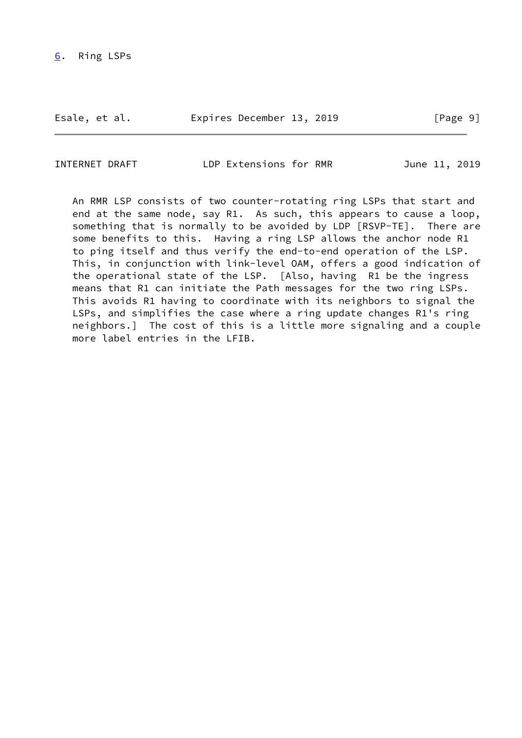## 6. Ring LSPs

An RMR LSP consists of two counter-rotating ring LSPs that start and end at the same node, say R1. As such, this appears to cause a loop, something that is normally to be avoided by LDP [RSVP-TE]. There are some benefits to this. Having a ring LSP allows the anchor node R1 to ping itself and thus verify the end-to-end operation of the LSP. This, in conjunction with link-level OAM, offers a good indication of the operational state of the LSP. [Also, having R1 be the ingress means that R1 can initiate the Path messages for the two ring LSPs. This avoids R1 having to coordinate with its neighbors to signal the LSPs, and simplifies the case where a ring update changes R1's ring neighbors.] The cost of this is a little more signaling and a couple more label entries in the LFIB.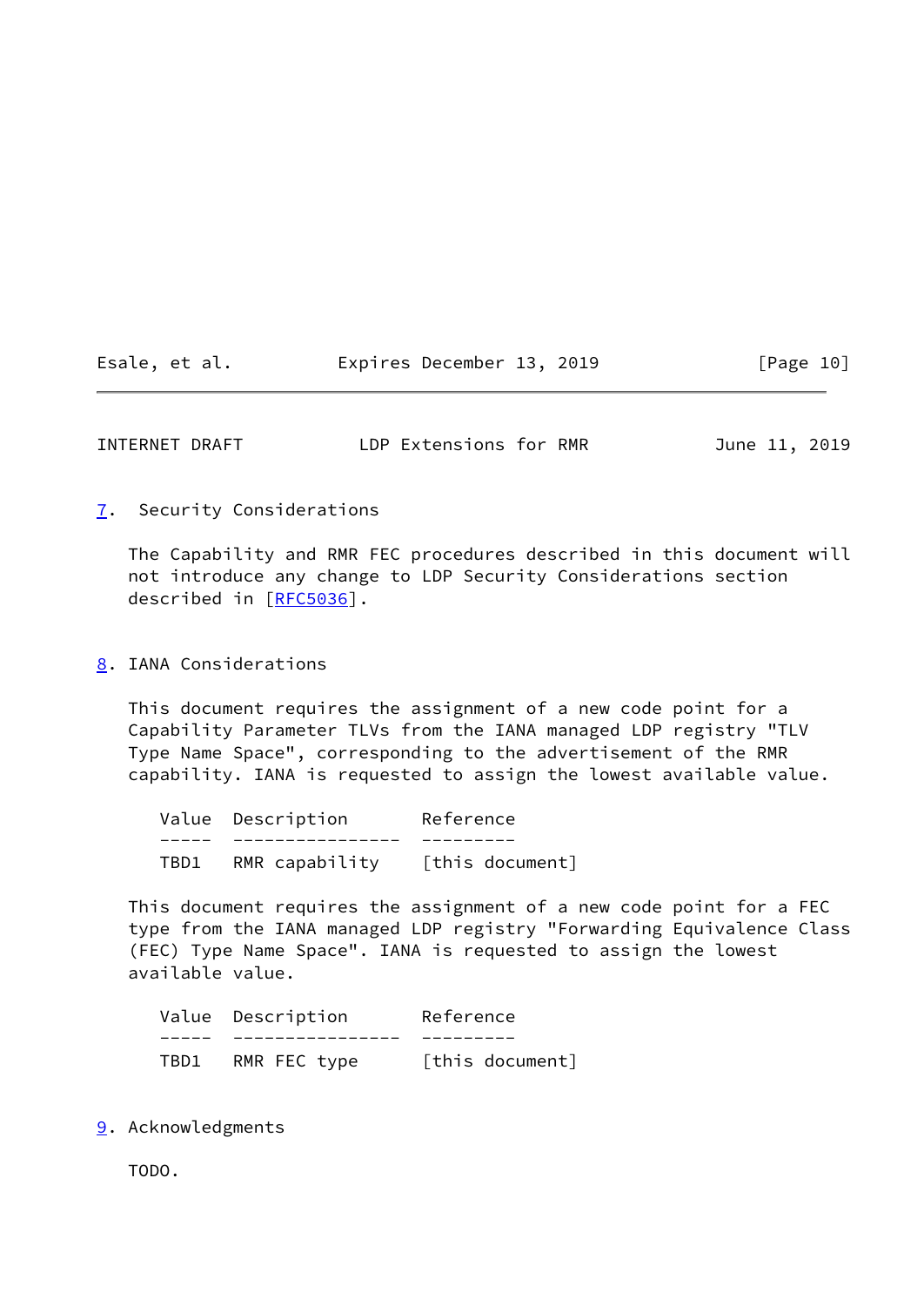## 7. Security Considerations

The Capability and RMR FEC procedures described in this document will not introduce any change to LDP Security Considerations section described in [RFC5036].

## 8. IANA Considerations

This document requires the assignment of a new code point for a Capability Parameter TLVs from the IANA managed LDP registry "TLV Type Name Space", corresponding to the advertisement of the RMR capability. IANA is requested to assign the lowest available value.

| Value | Description | Reference |
|---|---|---|
| TBD1 | RMR capability | [this document] |

This document requires the assignment of a new code point for a FEC type from the IANA managed LDP registry "Forwarding Equivalence Class (FEC) Type Name Space". IANA is requested to assign the lowest available value.

| Value | Description | Reference |
|---|---|---|
| TBD1 | RMR FEC type | [this document] |

## 9. Acknowledgments

TODO.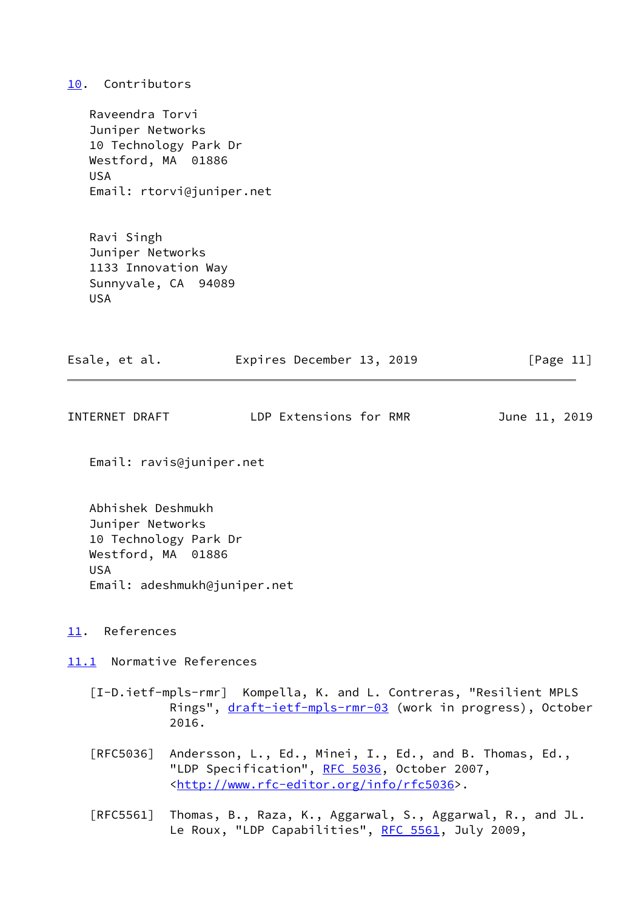## 10. Contributors

Raveendra Torvi
Juniper Networks
10 Technology Park Dr
Westford, MA 01886
USA
Email: rtorvi@juniper.net

Ravi Singh
Juniper Networks
1133 Innovation Way
Sunnyvale, CA 94089
USA
Email: ravis@juniper.net

Abhishek Deshmukh
Juniper Networks
10 Technology Park Dr
Westford, MA 01886
USA
Email: adeshmukh@juniper.net

## 11. References

### 11.1 Normative References

[I-D.ietf-mpls-rmr] Kompella, K. and L. Contreras, "Resilient MPLS Rings", draft-ietf-mpls-rmr-03 (work in progress), October 2016.

[RFC5036] Andersson, L., Ed., Minei, I., Ed., and B. Thomas, Ed., "LDP Specification", RFC 5036, October 2007, <http://www.rfc-editor.org/info/rfc5036>.

[RFC5561] Thomas, B., Raza, K., Aggarwal, S., Aggarwal, R., and JL. Le Roux, "LDP Capabilities", RFC 5561, July 2009,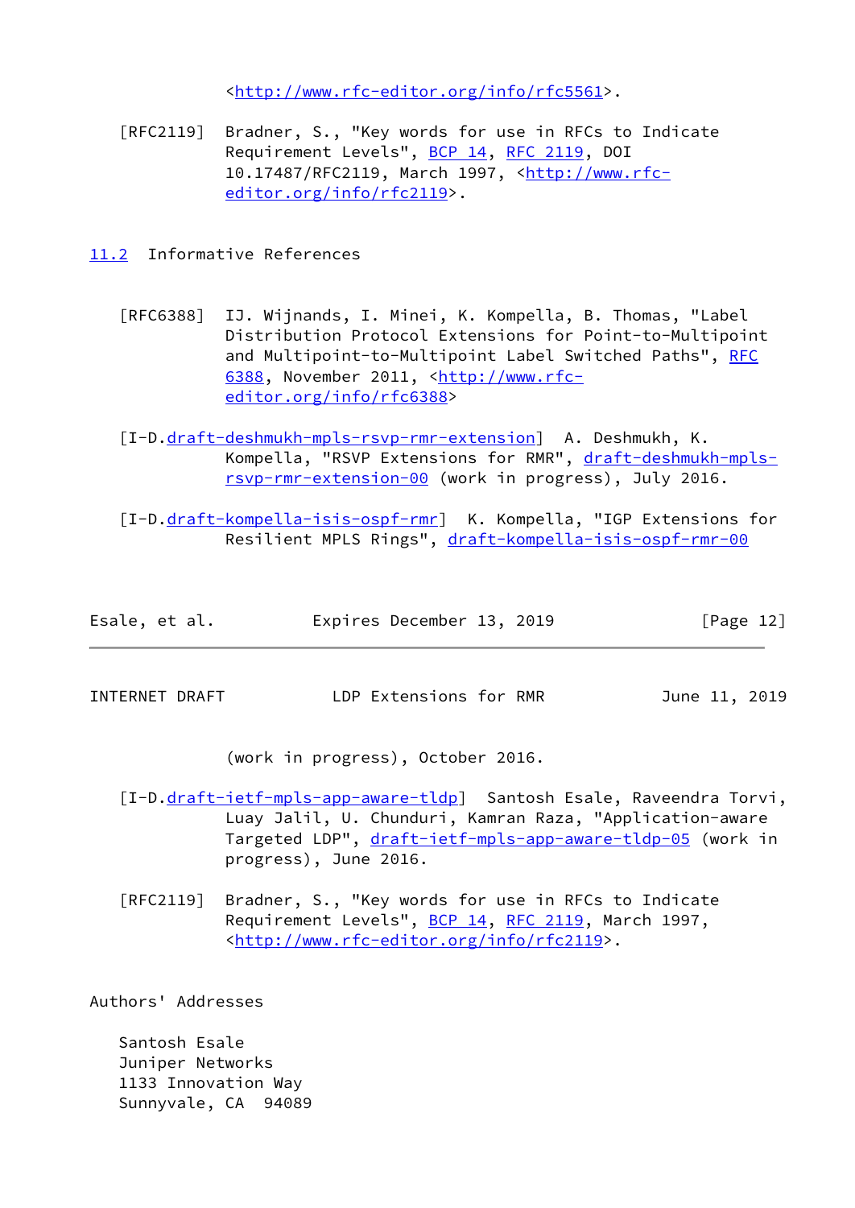<http://www.rfc-editor.org/info/rfc5561>.

[RFC2119] Bradner, S., "Key words for use in RFCs to Indicate Requirement Levels", BCP 14, RFC 2119, DOI 10.17487/RFC2119, March 1997, <http://www.rfc-editor.org/info/rfc2119>.

## 11.2 Informative References

[RFC6388] IJ. Wijnands, I. Minei, K. Kompella, B. Thomas, "Label Distribution Protocol Extensions for Point-to-Multipoint and Multipoint-to-Multipoint Label Switched Paths", RFC 6388, November 2011, <http://www.rfc-editor.org/info/rfc6388>

[I-D.draft-deshmukh-mpls-rsvp-rmr-extension] A. Deshmukh, K. Kompella, "RSVP Extensions for RMR", draft-deshmukh-mpls-rsvp-rmr-extension-00 (work in progress), July 2016.

[I-D.draft-kompella-isis-ospf-rmr] K. Kompella, "IGP Extensions for Resilient MPLS Rings", draft-kompella-isis-ospf-rmr-00 (work in progress), October 2016.

[I-D.draft-ietf-mpls-app-aware-tldp] Santosh Esale, Raveendra Torvi, Luay Jalil, U. Chunduri, Kamran Raza, "Application-aware Targeted LDP", draft-ietf-mpls-app-aware-tldp-05 (work in progress), June 2016.

[RFC2119] Bradner, S., "Key words for use in RFCs to Indicate Requirement Levels", BCP 14, RFC 2119, March 1997, <http://www.rfc-editor.org/info/rfc2119>.

## Authors' Addresses

Santosh Esale
Juniper Networks
1133 Innovation Way
Sunnyvale, CA 94089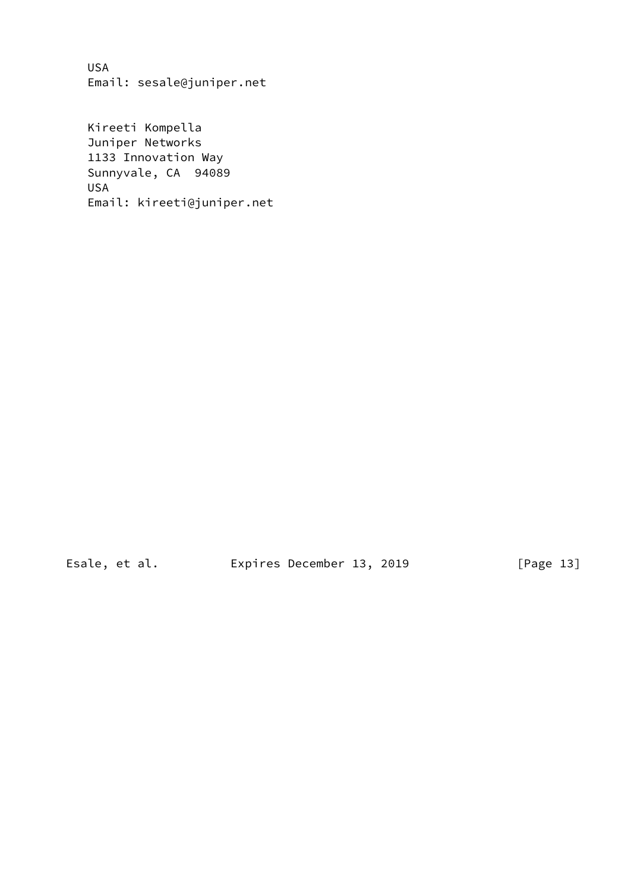USA
Email: sesale@juniper.net

Kireeti Kompella
Juniper Networks
1133 Innovation Way
Sunnyvale, CA  94089
USA
Email: kireeti@juniper.net